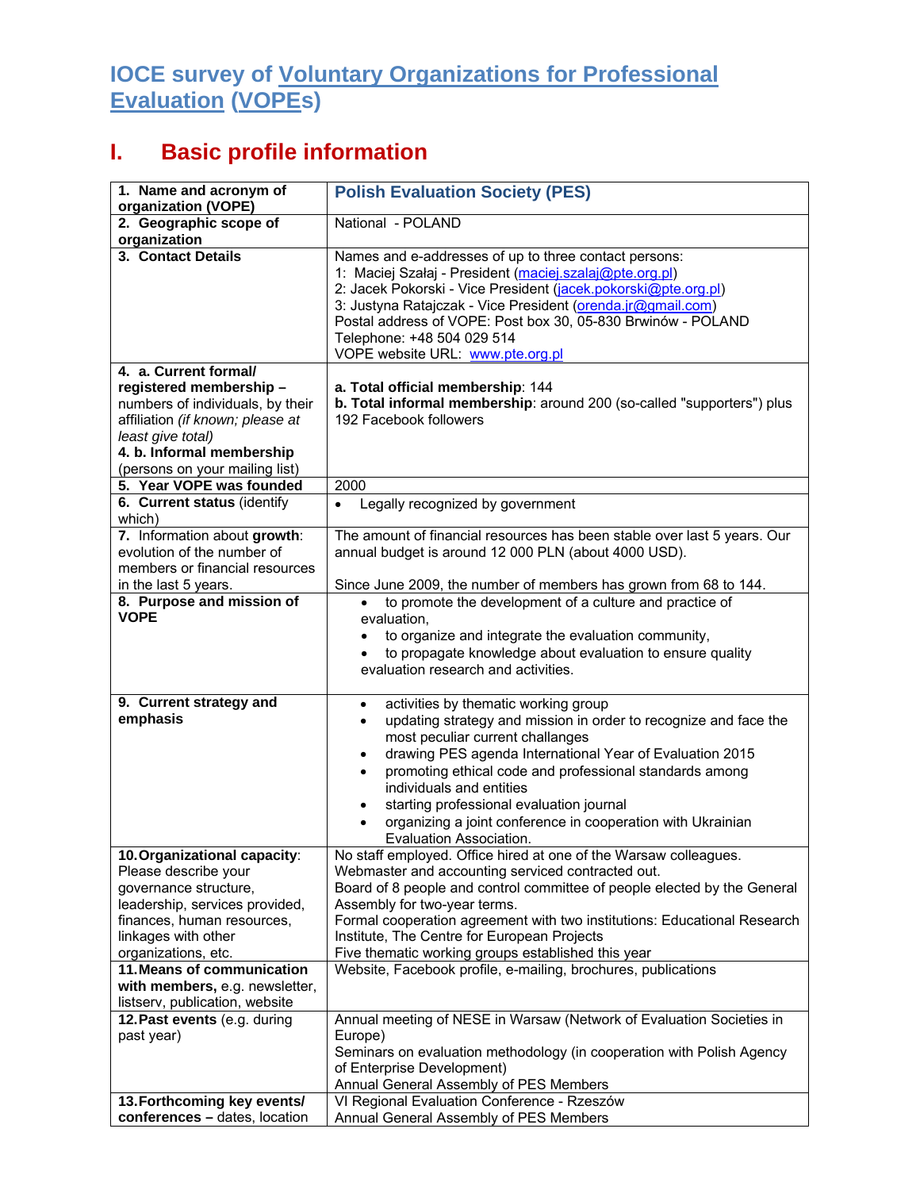# IOCE survey of Voluntary Organizations for Professional Evaluation (VOPEs)

## I. Basic profile information

| | |
|---|---|
| **1. Name and acronym of organization (VOPE)** | **Polish Evaluation Society (PES)** |
| **2. Geographic scope of organization** | National - POLAND |
| **3. Contact Details** | Names and e-addresses of up to three contact persons:<br>1: Maciej Szałaj - President (maciej.szalaj@pte.org.pl)<br>2: Jacek Pokorski - Vice President (jacek.pokorski@pte.org.pl)<br>3: Justyna Ratajczak - Vice President (orenda.jr@gmail.com)<br>Postal address of VOPE: Post box 30, 05-830 Brwinów - POLAND<br>Telephone: +48 504 029 514<br>VOPE website URL: www.pte.org.pl |
| **4. a. Current formal/ registered membership –** numbers of individuals, by their affiliation *(if known; please at least give total)*<br>**4. b. Informal membership** (persons on your mailing list) | **a. Total official membership**: 144<br>**b. Total informal membership**: around 200 (so-called "supporters") plus 192 Facebook followers |
| **5. Year VOPE was founded** | 2000 |
| **6. Current status** (identify which) | • Legally recognized by government |
| 7. Information about **growth**: evolution of the number of members or financial resources in the last 5 years. | The amount of financial resources has been stable over last 5 years. Our annual budget is around 12 000 PLN (about 4000 USD).<br><br>Since June 2009, the number of members has grown from 68 to 144. |
| **8. Purpose and mission of VOPE** | • to promote the development of a culture and practice of evaluation,<br>• to organize and integrate the evaluation community,<br>• to propagate knowledge about evaluation to ensure quality evaluation research and activities. |
| **9. Current strategy and emphasis** | • activities by thematic working group<br>• updating strategy and mission in order to recognize and face the most peculiar current challanges<br>• drawing PES agenda International Year of Evaluation 2015<br>• promoting ethical code and professional standards among individuals and entities<br>• starting professional evaluation journal<br>• organizing a joint conference in cooperation with Ukrainian Evaluation Association. |
| **10. Organizational capacity**: Please describe your governance structure, leadership, services provided, finances, human resources, linkages with other organizations, etc. | No staff employed. Office hired at one of the Warsaw colleagues.<br>Webmaster and accounting serviced contracted out.<br>Board of 8 people and control committee of people elected by the General Assembly for two-year terms.<br>Formal cooperation agreement with two institutions: Educational Research Institute, The Centre for European Projects<br>Five thematic working groups established this year |
| **11. Means of communication with members,** e.g. newsletter, listserv, publication, website | Website, Facebook profile, e-mailing, brochures, publications |
| **12. Past events** (e.g. during past year) | Annual meeting of NESE in Warsaw (Network of Evaluation Societies in Europe)<br>Seminars on evaluation methodology (in cooperation with Polish Agency of Enterprise Development)<br>Annual General Assembly of PES Members |
| **13. Forthcoming key events/ conferences –** dates, location | VI Regional Evaluation Conference - Rzeszów<br>Annual General Assembly of PES Members |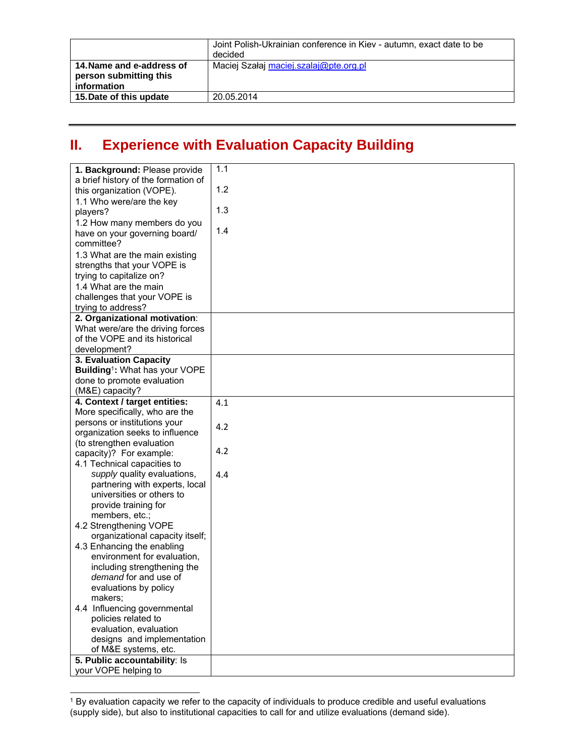| | |
|---|---|
| | Joint Polish-Ukrainian conference in Kiev - autumn, exact date to be decided |
| **14. Name and e-address of person submitting this information** | Maciej Szałaj maciej.szalaj@pte.org.pl |
| **15. Date of this update** | 20.05.2014 |

---

# II. Experience with Evaluation Capacity Building

| | |
|---|---|
| **1. Background:** Please provide a brief history of the formation of this organization (VOPE).<br>1.1 Who were/are the key players?<br>1.2 How many members do you have on your governing board/ committee?<br>1.3 What are the main existing strengths that your VOPE is trying to capitalize on?<br>1.4 What are the main challenges that your VOPE is trying to address? | 1.1<br><br>1.2<br><br>1.3<br><br>1.4 |
| **2. Organizational motivation**: What were/are the driving forces of the VOPE and its historical development? | |
| **3. Evaluation Capacity Building**[1]**:** What has your VOPE done to promote evaluation (M&E) capacity? | |
| **4. Context / target entities:** More specifically, who are the persons or institutions your organization seeks to influence (to strengthen evaluation capacity)? For example:<br>4.1 Technical capacities to *supply* quality evaluations, partnering with experts, local universities or others to provide training for members, etc.;<br>4.2 Strengthening VOPE organizational capacity itself;<br>4.3 Enhancing the enabling environment for evaluation, including strengthening the *demand* for and use of evaluations by policy makers;<br>4.4 Influencing governmental policies related to evaluation, evaluation designs and implementation of M&E systems, etc. | 4.1<br><br>4.2<br><br>4.2<br><br>4.4 |
| **5. Public accountability**: Is your VOPE helping to | |

[1] By evaluation capacity we refer to the capacity of individuals to produce credible and useful evaluations (supply side), but also to institutional capacities to call for and utilize evaluations (demand side).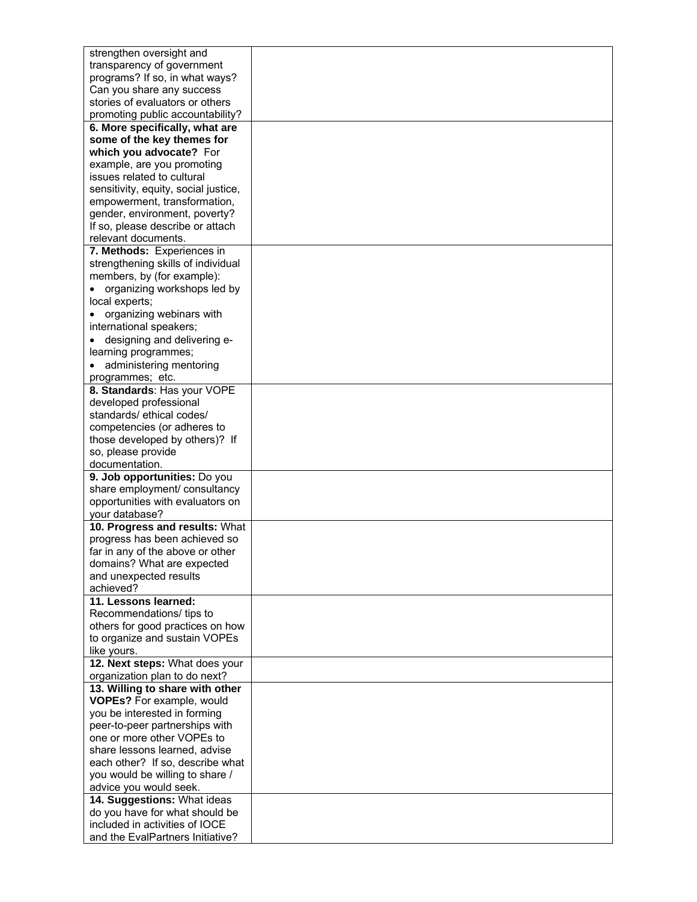| | |
|---|---|
| strengthen oversight and transparency of government programs? If so, in what ways? Can you share any success stories of evaluators or others promoting public accountability? | |
| **6. More specifically, what are some of the key themes for which you advocate?** For example, are you promoting issues related to cultural sensitivity, equity, social justice, empowerment, transformation, gender, environment, poverty? If so, please describe or attach relevant documents. | |
| **7. Methods:** Experiences in strengthening skills of individual members, by (for example):<br>• organizing workshops led by local experts;<br>• organizing webinars with international speakers;<br>• designing and delivering e-learning programmes;<br>• administering mentoring programmes; etc. | |
| **8. Standards**: Has your VOPE developed professional standards/ ethical codes/ competencies (or adheres to those developed by others)? If so, please provide documentation. | |
| **9. Job opportunities:** Do you share employment/ consultancy opportunities with evaluators on your database? | |
| **10. Progress and results:** What progress has been achieved so far in any of the above or other domains? What are expected and unexpected results achieved? | |
| **11. Lessons learned:** Recommendations/ tips to others for good practices on how to organize and sustain VOPEs like yours. | |
| **12. Next steps:** What does your organization plan to do next? | |
| **13. Willing to share with other VOPEs?** For example, would you be interested in forming peer-to-peer partnerships with one or more other VOPEs to share lessons learned, advise each other? If so, describe what you would be willing to share / advice you would seek. | |
| **14. Suggestions:** What ideas do you have for what should be included in activities of IOCE and the EvalPartners Initiative? | |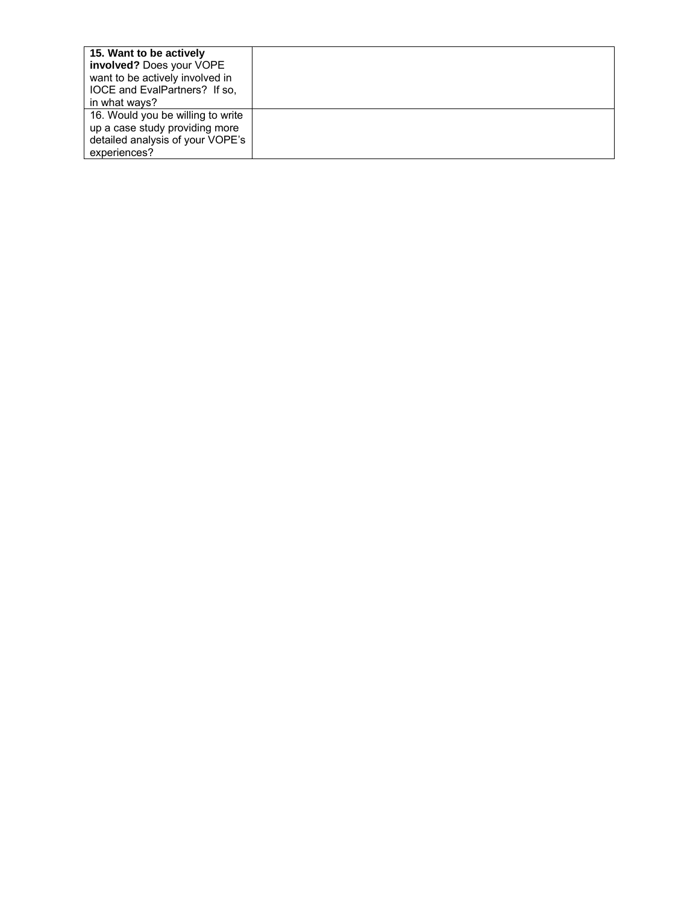| | |
|---|---|
| **15. Want to be actively involved?** Does your VOPE want to be actively involved in IOCE and EvalPartners? If so, in what ways? | |
| 16. Would you be willing to write up a case study providing more detailed analysis of your VOPE's experiences? | |